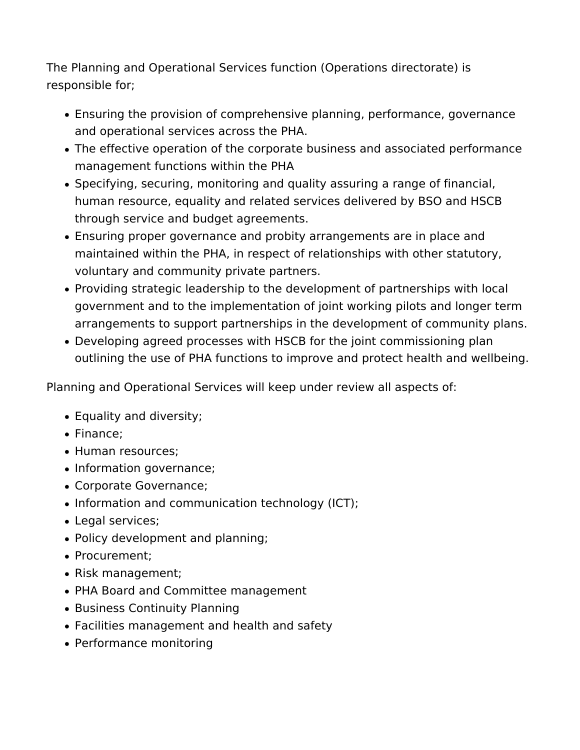The Planning and Operational Services function (Operations directorate) is responsible for;

- Ensuring the provision of comprehensive planning, performance, governance and operational services across the PHA.
- The effective operation of the corporate business and associated performance management functions within the PHA
- Specifying, securing, monitoring and quality assuring a range of financial, human resource, equality and related services delivered by BSO and HSCB through service and budget agreements.
- Ensuring proper governance and probity arrangements are in place and maintained within the PHA, in respect of relationships with other statutory, voluntary and community private partners.
- Providing strategic leadership to the development of partnerships with local government and to the implementation of joint working pilots and longer term arrangements to support partnerships in the development of community plans.
- Developing agreed processes with HSCB for the joint commissioning plan outlining the use of PHA functions to improve and protect health and wellbeing.

Planning and Operational Services will keep under review all aspects of:

- Equality and diversity;
- Finance;
- Human resources;
- Information governance;
- Corporate Governance;
- Information and communication technology (ICT);
- Legal services;
- Policy development and planning;
- Procurement;
- Risk management;
- PHA Board and Committee management
- Business Continuity Planning
- Facilities management and health and safety
- Performance monitoring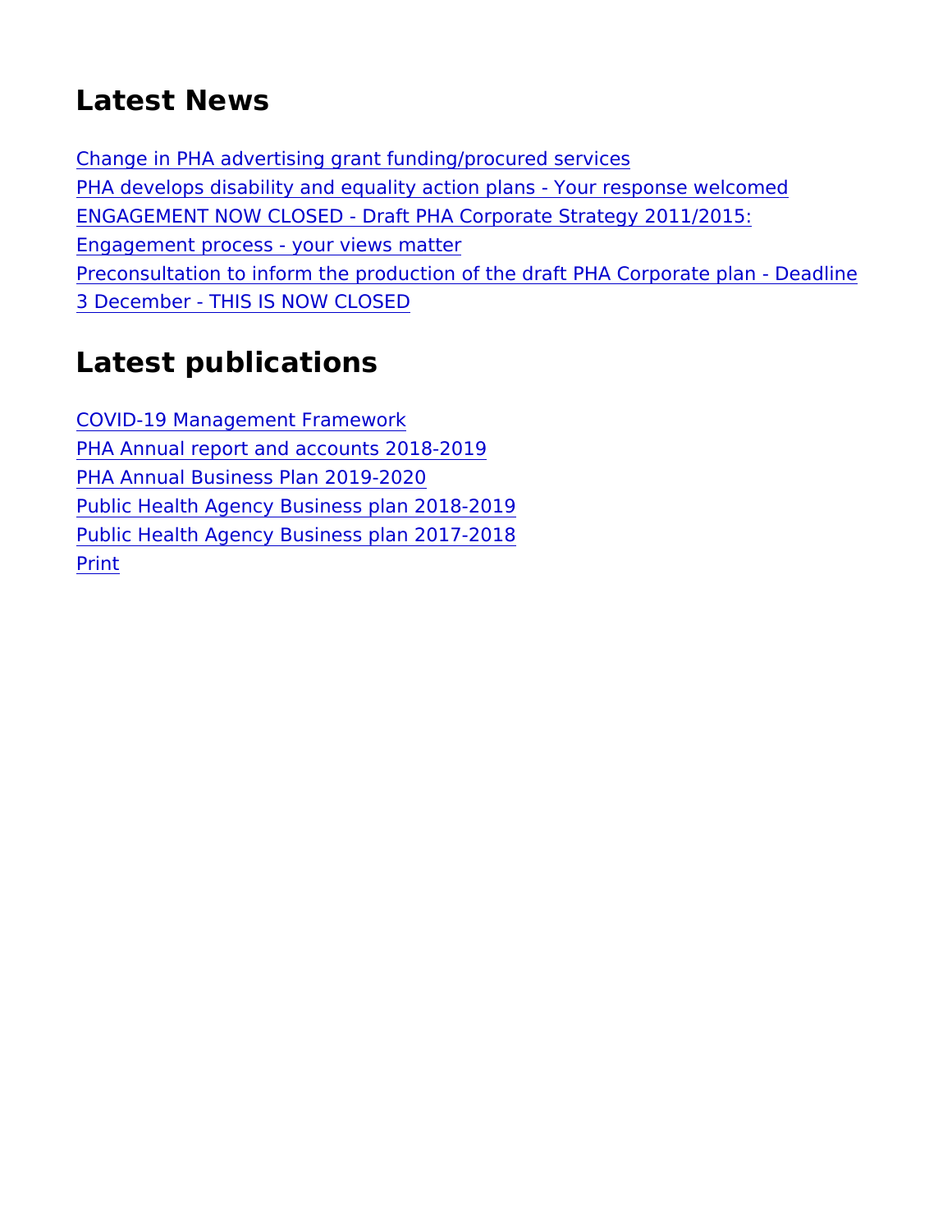## Latest News

Change in PHA advertising grant funding/procured services
PHA develops disability and equality action plans - Your response welcomed
ENGAGEMENT NOW CLOSED - Draft PHA Corporate Strategy 2011/2015: Engagement process - your views matter
Preconsultation to inform the production of the draft PHA Corporate plan - Deadline 3 December - THIS IS NOW CLOSED

## Latest publications

COVID-19 Management Framework
PHA Annual report and accounts 2018-2019
PHA Annual Business Plan 2019-2020
Public Health Agency Business plan 2018-2019
Public Health Agency Business plan 2017-2018
Print